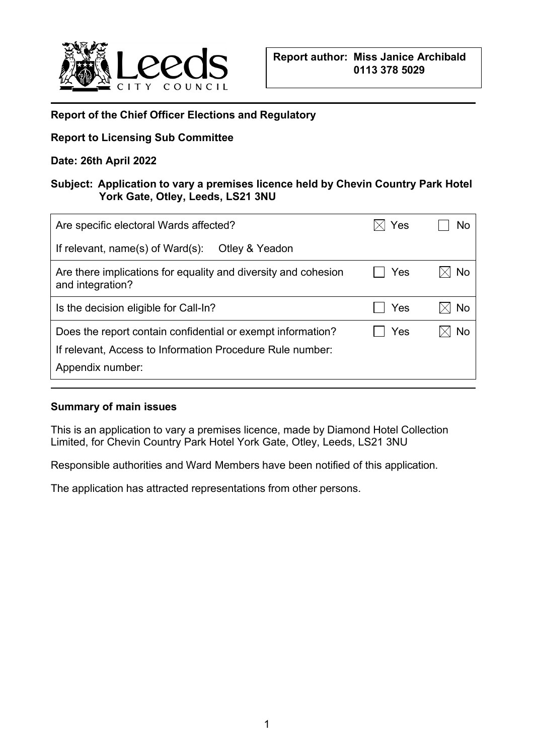Leeds CITY COUNCIL

**Report author: Miss Janice Archibald 0113 378 5029**

**Report of the Chief Officer Elections and Regulatory**

**Report to Licensing Sub Committee**

**Date: 26th April 2022**

**Subject: Application to vary a premises licence held by Chevin Country Park Hotel York Gate, Otley, Leeds, LS21 3NU**

| | | |
|---|---|---|
| Are specific electoral Wards affected? | ☒ Yes | ☐ No |
| If relevant, name(s) of Ward(s): Otley & Yeadon | | |
| Are there implications for equality and diversity and cohesion and integration? | ☐ Yes | ☒ No |
| Is the decision eligible for Call-In? | ☐ Yes | ☒ No |
| Does the report contain confidential or exempt information? | ☐ Yes | ☒ No |
| If relevant, Access to Information Procedure Rule number: | | |
| Appendix number: | | |

**Summary of main issues**

This is an application to vary a premises licence, made by Diamond Hotel Collection Limited, for Chevin Country Park Hotel York Gate, Otley, Leeds, LS21 3NU

Responsible authorities and Ward Members have been notified of this application.

The application has attracted representations from other persons.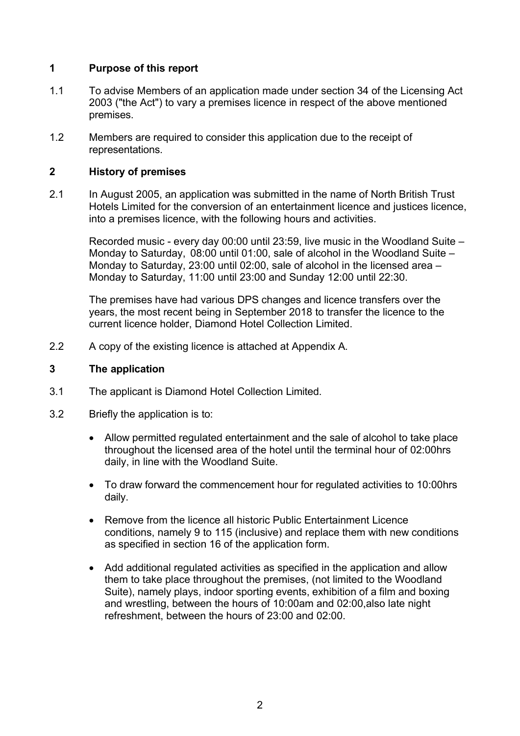## 1 Purpose of this report

1.1 To advise Members of an application made under section 34 of the Licensing Act 2003 ("the Act") to vary a premises licence in respect of the above mentioned premises.

1.2 Members are required to consider this application due to the receipt of representations.

## 2 History of premises

2.1 In August 2005, an application was submitted in the name of North British Trust Hotels Limited for the conversion of an entertainment licence and justices licence, into a premises licence, with the following hours and activities.

Recorded music - every day 00:00 until 23:59, live music in the Woodland Suite – Monday to Saturday, 08:00 until 01:00, sale of alcohol in the Woodland Suite – Monday to Saturday, 23:00 until 02:00, sale of alcohol in the licensed area – Monday to Saturday, 11:00 until 23:00 and Sunday 12:00 until 22:30.

The premises have had various DPS changes and licence transfers over the years, the most recent being in September 2018 to transfer the licence to the current licence holder, Diamond Hotel Collection Limited.

2.2 A copy of the existing licence is attached at Appendix A.

## 3 The application

3.1 The applicant is Diamond Hotel Collection Limited.

3.2 Briefly the application is to:

- Allow permitted regulated entertainment and the sale of alcohol to take place throughout the licensed area of the hotel until the terminal hour of 02:00hrs daily, in line with the Woodland Suite.
- To draw forward the commencement hour for regulated activities to 10:00hrs daily.
- Remove from the licence all historic Public Entertainment Licence conditions, namely 9 to 115 (inclusive) and replace them with new conditions as specified in section 16 of the application form.
- Add additional regulated activities as specified in the application and allow them to take place throughout the premises, (not limited to the Woodland Suite), namely plays, indoor sporting events, exhibition of a film and boxing and wrestling, between the hours of 10:00am and 02:00,also late night refreshment, between the hours of 23:00 and 02:00.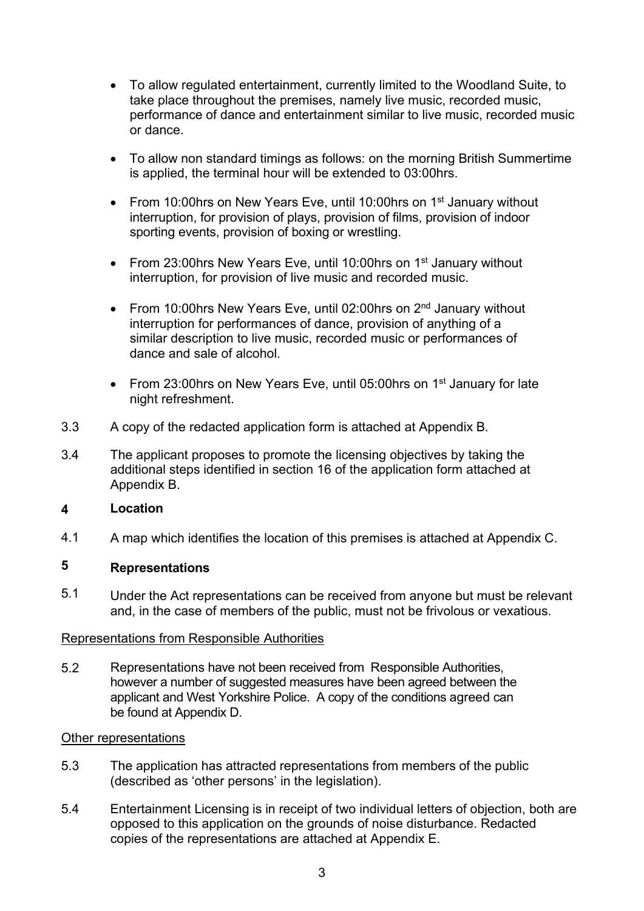- To allow regulated entertainment, currently limited to the Woodland Suite, to take place throughout the premises, namely live music, recorded music, performance of dance and entertainment similar to live music, recorded music or dance.

- To allow non standard timings as follows: on the morning British Summertime is applied, the terminal hour will be extended to 03:00hrs.

- From 10:00hrs on New Years Eve, until 10:00hrs on 1st January without interruption, for provision of plays, provision of films, provision of indoor sporting events, provision of boxing or wrestling.

- From 23:00hrs New Years Eve, until 10:00hrs on 1st January without interruption, for provision of live music and recorded music.

- From 10:00hrs New Years Eve, until 02:00hrs on 2nd January without interruption for performances of dance, provision of anything of a similar description to live music, recorded music or performances of dance and sale of alcohol.

- From 23:00hrs on New Years Eve, until 05:00hrs on 1st January for late night refreshment.

3.3 A copy of the redacted application form is attached at Appendix B.

3.4 The applicant proposes to promote the licensing objectives by taking the additional steps identified in section 16 of the application form attached at Appendix B.

## 4 Location

4.1 A map which identifies the location of this premises is attached at Appendix C.

## 5 Representations

5.1 Under the Act representations can be received from anyone but must be relevant and, in the case of members of the public, must not be frivolous or vexatious.

Representations from Responsible Authorities

5.2 Representations have not been received from Responsible Authorities, however a number of suggested measures have been agreed between the applicant and West Yorkshire Police. A copy of the conditions agreed can be found at Appendix D.

Other representations

5.3 The application has attracted representations from members of the public (described as 'other persons' in the legislation).

5.4 Entertainment Licensing is in receipt of two individual letters of objection, both are opposed to this application on the grounds of noise disturbance. Redacted copies of the representations are attached at Appendix E.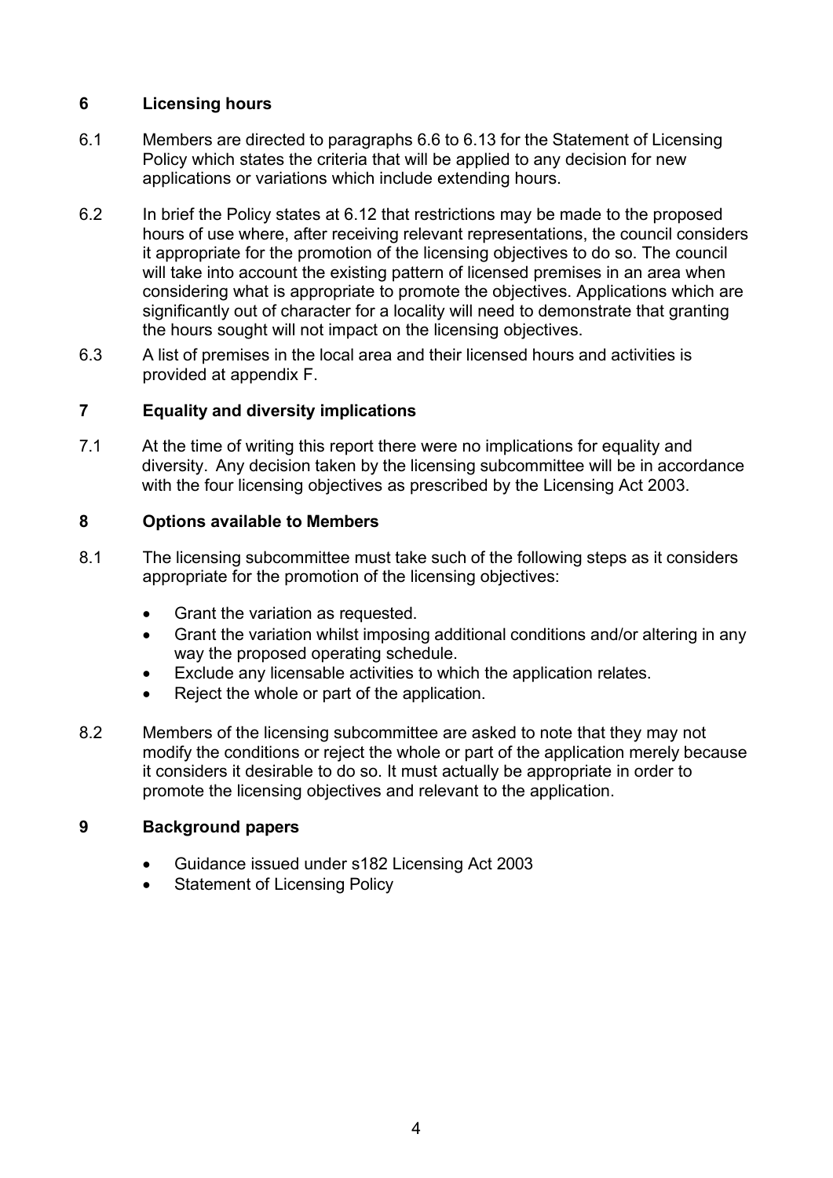## 6 Licensing hours

6.1 Members are directed to paragraphs 6.6 to 6.13 for the Statement of Licensing Policy which states the criteria that will be applied to any decision for new applications or variations which include extending hours.

6.2 In brief the Policy states at 6.12 that restrictions may be made to the proposed hours of use where, after receiving relevant representations, the council considers it appropriate for the promotion of the licensing objectives to do so. The council will take into account the existing pattern of licensed premises in an area when considering what is appropriate to promote the objectives. Applications which are significantly out of character for a locality will need to demonstrate that granting the hours sought will not impact on the licensing objectives.

6.3 A list of premises in the local area and their licensed hours and activities is provided at appendix F.

## 7 Equality and diversity implications

7.1 At the time of writing this report there were no implications for equality and diversity. Any decision taken by the licensing subcommittee will be in accordance with the four licensing objectives as prescribed by the Licensing Act 2003.

## 8 Options available to Members

8.1 The licensing subcommittee must take such of the following steps as it considers appropriate for the promotion of the licensing objectives:

- Grant the variation as requested.
- Grant the variation whilst imposing additional conditions and/or altering in any way the proposed operating schedule.
- Exclude any licensable activities to which the application relates.
- Reject the whole or part of the application.

8.2 Members of the licensing subcommittee are asked to note that they may not modify the conditions or reject the whole or part of the application merely because it considers it desirable to do so. It must actually be appropriate in order to promote the licensing objectives and relevant to the application.

## 9 Background papers

- Guidance issued under s182 Licensing Act 2003
- Statement of Licensing Policy